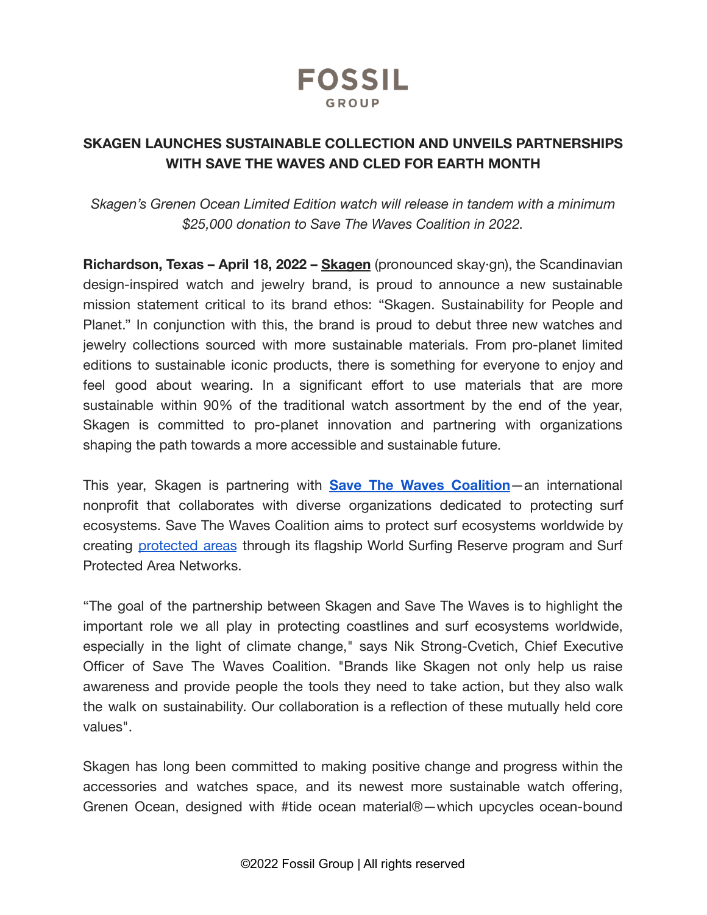FOSSIL
GROUP

# SKAGEN LAUNCHES SUSTAINABLE COLLECTION AND UNVEILS PARTNERSHIPS WITH SAVE THE WAVES AND CLED FOR EARTH MONTH

*Skagen's Grenen Ocean Limited Edition watch will release in tandem with a minimum $25,000 donation to Save The Waves Coalition in 2022.*

**Richardson, Texas – April 18, 2022 – Skagen** (pronounced skay·gn), the Scandinavian design-inspired watch and jewelry brand, is proud to announce a new sustainable mission statement critical to its brand ethos: "Skagen. Sustainability for People and Planet." In conjunction with this, the brand is proud to debut three new watches and jewelry collections sourced with more sustainable materials. From pro-planet limited editions to sustainable iconic products, there is something for everyone to enjoy and feel good about wearing. In a significant effort to use materials that are more sustainable within 90% of the traditional watch assortment by the end of the year, Skagen is committed to pro-planet innovation and partnering with organizations shaping the path towards a more accessible and sustainable future.

This year, Skagen is partnering with **Save The Waves Coalition**—an international nonprofit that collaborates with diverse organizations dedicated to protecting surf ecosystems. Save The Waves Coalition aims to protect surf ecosystems worldwide by creating protected areas through its flagship World Surfing Reserve program and Surf Protected Area Networks.

"The goal of the partnership between Skagen and Save The Waves is to highlight the important role we all play in protecting coastlines and surf ecosystems worldwide, especially in the light of climate change," says Nik Strong-Cvetich, Chief Executive Officer of Save The Waves Coalition. "Brands like Skagen not only help us raise awareness and provide people the tools they need to take action, but they also walk the walk on sustainability. Our collaboration is a reflection of these mutually held core values".

Skagen has long been committed to making positive change and progress within the accessories and watches space, and its newest more sustainable watch offering, Grenen Ocean, designed with #tide ocean material®—which upcycles ocean-bound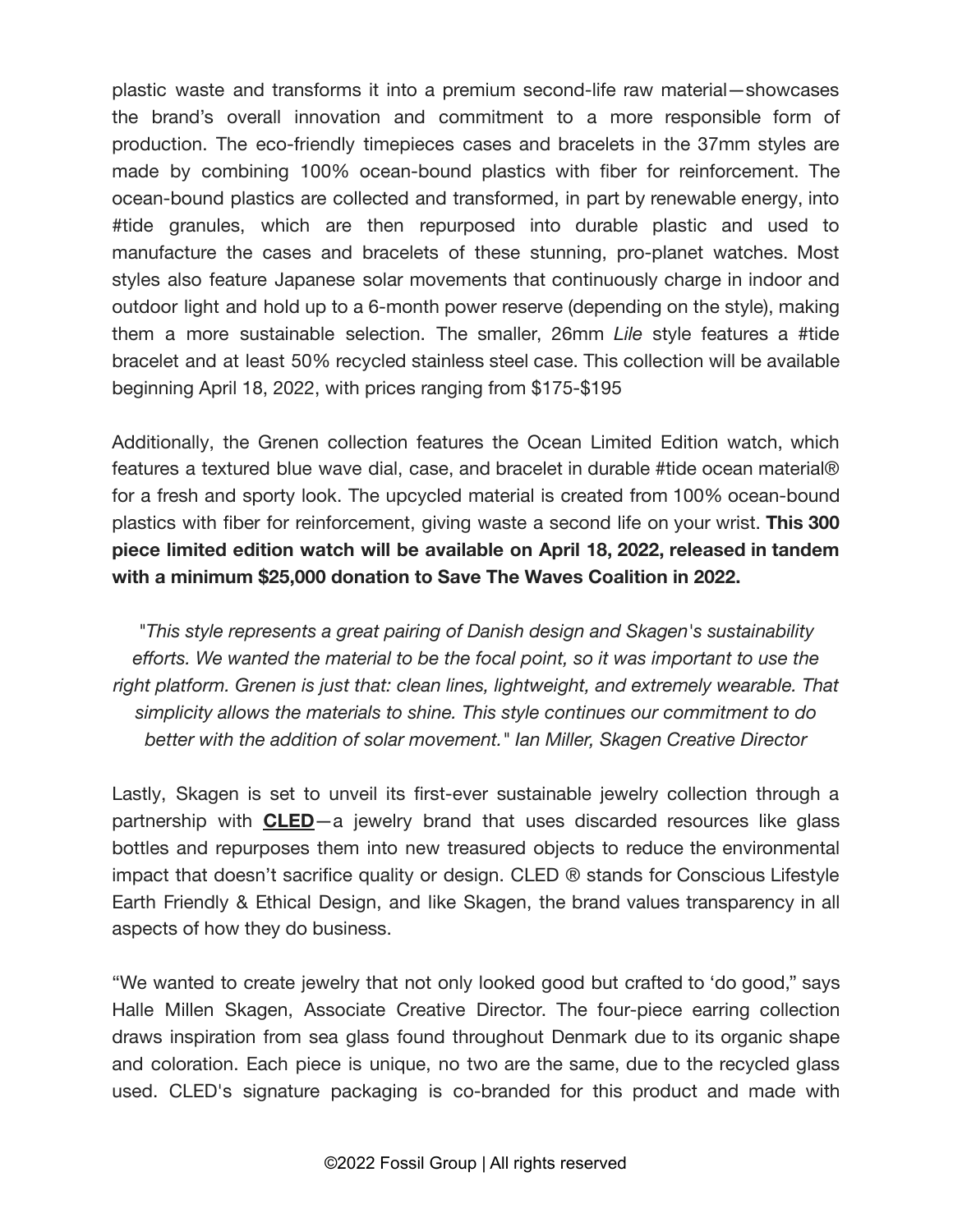plastic waste and transforms it into a premium second-life raw material—showcases the brand's overall innovation and commitment to a more responsible form of production. The eco-friendly timepieces cases and bracelets in the 37mm styles are made by combining 100% ocean-bound plastics with fiber for reinforcement. The ocean-bound plastics are collected and transformed, in part by renewable energy, into #tide granules, which are then repurposed into durable plastic and used to manufacture the cases and bracelets of these stunning, pro-planet watches. Most styles also feature Japanese solar movements that continuously charge in indoor and outdoor light and hold up to a 6-month power reserve (depending on the style), making them a more sustainable selection. The smaller, 26mm *Lile* style features a #tide bracelet and at least 50% recycled stainless steel case. This collection will be available beginning April 18, 2022, with prices ranging from $175-$195

Additionally, the Grenen collection features the Ocean Limited Edition watch, which features a textured blue wave dial, case, and bracelet in durable #tide ocean material® for a fresh and sporty look. The upcycled material is created from 100% ocean-bound plastics with fiber for reinforcement, giving waste a second life on your wrist. **This 300 piece limited edition watch will be available on April 18, 2022, released in tandem with a minimum $25,000 donation to Save The Waves Coalition in 2022.**

*"This style represents a great pairing of Danish design and Skagen's sustainability efforts. We wanted the material to be the focal point, so it was important to use the right platform. Grenen is just that: clean lines, lightweight, and extremely wearable. That simplicity allows the materials to shine. This style continues our commitment to do better with the addition of solar movement." Ian Miller, Skagen Creative Director*

Lastly, Skagen is set to unveil its first-ever sustainable jewelry collection through a partnership with **CLED**—a jewelry brand that uses discarded resources like glass bottles and repurposes them into new treasured objects to reduce the environmental impact that doesn't sacrifice quality or design. CLED ® stands for Conscious Lifestyle Earth Friendly & Ethical Design, and like Skagen, the brand values transparency in all aspects of how they do business.

"We wanted to create jewelry that not only looked good but crafted to 'do good," says Halle Millen Skagen, Associate Creative Director. The four-piece earring collection draws inspiration from sea glass found throughout Denmark due to its organic shape and coloration. Each piece is unique, no two are the same, due to the recycled glass used. CLED's signature packaging is co-branded for this product and made with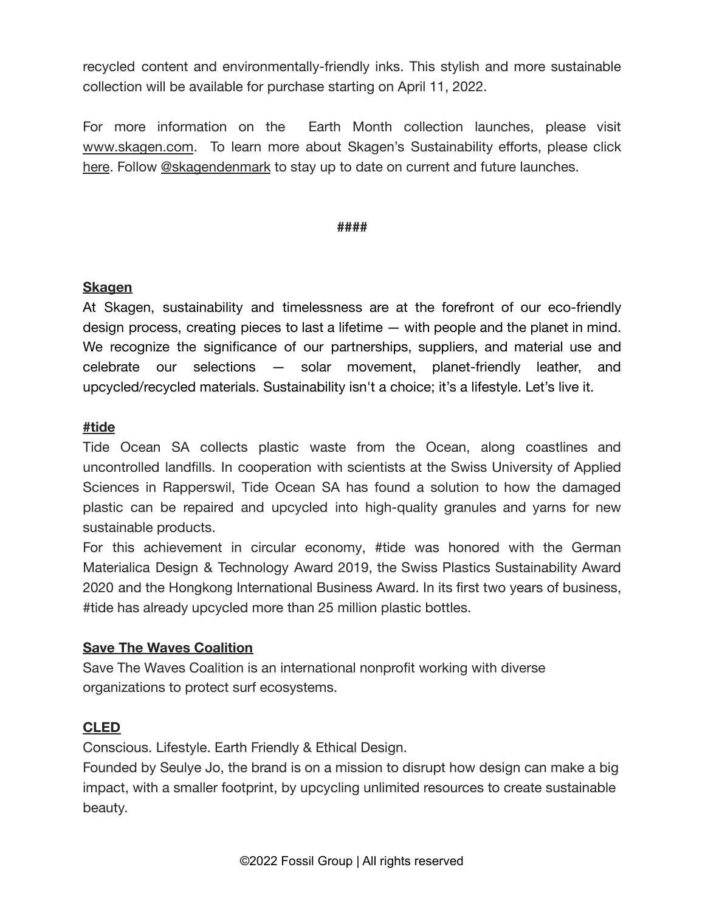recycled content and environmentally-friendly inks. This stylish and more sustainable collection will be available for purchase starting on April 11, 2022.

For more information on the Earth Month collection launches, please visit www.skagen.com. To learn more about Skagen's Sustainability efforts, please click here. Follow @skagendenmark to stay up to date on current and future launches.

####

**Skagen**

At Skagen, sustainability and timelessness are at the forefront of our eco-friendly design process, creating pieces to last a lifetime — with people and the planet in mind. We recognize the significance of our partnerships, suppliers, and material use and celebrate our selections — solar movement, planet-friendly leather, and upcycled/recycled materials. Sustainability isn't a choice; it's a lifestyle. Let's live it.

**#tide**

Tide Ocean SA collects plastic waste from the Ocean, along coastlines and uncontrolled landfills. In cooperation with scientists at the Swiss University of Applied Sciences in Rapperswil, Tide Ocean SA has found a solution to how the damaged plastic can be repaired and upcycled into high-quality granules and yarns for new sustainable products.

For this achievement in circular economy, #tide was honored with the German Materialica Design & Technology Award 2019, the Swiss Plastics Sustainability Award 2020 and the Hongkong International Business Award. In its first two years of business, #tide has already upcycled more than 25 million plastic bottles.

**Save The Waves Coalition**

Save The Waves Coalition is an international nonprofit working with diverse organizations to protect surf ecosystems.

**CLED**

Conscious. Lifestyle. Earth Friendly & Ethical Design.

Founded by Seulye Jo, the brand is on a mission to disrupt how design can make a big impact, with a smaller footprint, by upcycling unlimited resources to create sustainable beauty.

©2022 Fossil Group | All rights reserved